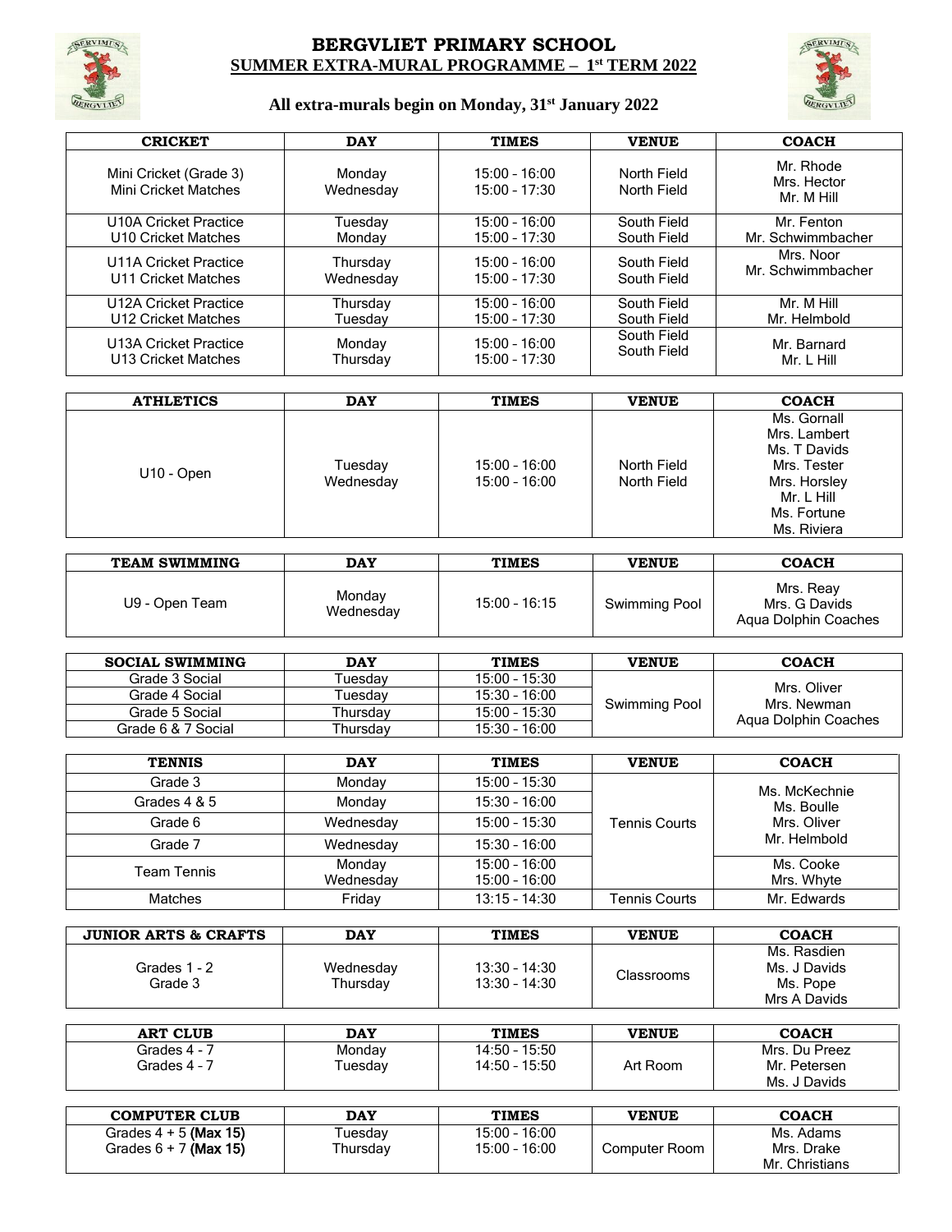# BERGVLIET PRIMARY SCHOOL

## SUMMER EXTRA-MURAL PROGRAMME – 1st TERM 2022

### All extra-murals begin on Monday, 31st January 2022

| CRICKET | DAY | TIMES | VENUE | COACH |
|---|---|---|---|---|
| Mini Cricket (Grade 3)<br>Mini Cricket Matches | Monday<br>Wednesday | 15:00 - 16:00<br>15:00 - 17:30 | North Field<br>North Field | Mr. Rhode<br>Mrs. Hector<br>Mr. M Hill |
| U10A Cricket Practice<br>U10 Cricket Matches | Tuesday<br>Monday | 15:00 - 16:00<br>15:00 - 17:30 | South Field<br>South Field | Mr. Fenton<br>Mr. Schwimmbacher |
| U11A Cricket Practice<br>U11 Cricket Matches | Thursday<br>Wednesday | 15:00 - 16:00<br>15:00 - 17:30 | South Field<br>South Field | Mrs. Noor<br>Mr. Schwimmbacher |
| U12A Cricket Practice<br>U12 Cricket Matches | Thursday<br>Tuesday | 15:00 - 16:00<br>15:00 - 17:30 | South Field<br>South Field | Mr. M Hill<br>Mr. Helmbold |
| U13A Cricket Practice<br>U13 Cricket Matches | Monday<br>Thursday | 15:00 - 16:00<br>15:00 - 17:30 | South Field<br>South Field | Mr. Barnard<br>Mr. L Hill |

| ATHLETICS | DAY | TIMES | VENUE | COACH |
|---|---|---|---|---|
| U10 - Open | Tuesday<br>Wednesday | 15:00 - 16:00<br>15:00 - 16:00 | North Field<br>North Field | Ms. Gornall<br>Mrs. Lambert<br>Ms. T Davids<br>Mrs. Tester<br>Mrs. Horsley<br>Mr. L Hill<br>Ms. Fortune<br>Ms. Riviera |

| TEAM SWIMMING | DAY | TIMES | VENUE | COACH |
|---|---|---|---|---|
| U9 - Open Team | Monday<br>Wednesday | 15:00 - 16:15 | Swimming Pool | Mrs. Reay<br>Mrs. G Davids<br>Aqua Dolphin Coaches |

| SOCIAL SWIMMING | DAY | TIMES | VENUE | COACH |
|---|---|---|---|---|
| Grade 3 Social | Tuesday | 15:00 - 15:30 | Swimming Pool | Mrs. Oliver<br>Mrs. Newman<br>Aqua Dolphin Coaches |
| Grade 4 Social | Tuesday | 15:30 - 16:00 | | |
| Grade 5 Social | Thursday | 15:00 - 15:30 | | |
| Grade 6 & 7 Social | Thursday | 15:30 - 16:00 | | |

| TENNIS | DAY | TIMES | VENUE | COACH |
|---|---|---|---|---|
| Grade 3 | Monday | 15:00 - 15:30 | Tennis Courts | Ms. McKechnie<br>Ms. Boulle<br>Mrs. Oliver<br>Mr. Helmbold |
| Grades 4 & 5 | Monday | 15:30 - 16:00 | | |
| Grade 6 | Wednesday | 15:00 - 15:30 | | |
| Grade 7 | Wednesday | 15:30 - 16:00 | | |
| Team Tennis | Monday<br>Wednesday | 15:00 - 16:00<br>15:00 - 16:00 | | Ms. Cooke<br>Mrs. Whyte |
| Matches | Friday | 13:15 - 14:30 | Tennis Courts | Mr. Edwards |

| JUNIOR ARTS & CRAFTS | DAY | TIMES | VENUE | COACH |
|---|---|---|---|---|
| Grades 1 - 2<br>Grade 3 | Wednesday<br>Thursday | 13:30 - 14:30<br>13:30 - 14:30 | Classrooms | Ms. Rasdien<br>Ms. J Davids<br>Ms. Pope<br>Mrs A Davids |

| ART CLUB | DAY | TIMES | VENUE | COACH |
|---|---|---|---|---|
| Grades 4 - 7<br>Grades 4 - 7 | Monday<br>Tuesday | 14:50 - 15:50<br>14:50 - 15:50 | Art Room | Mrs. Du Preez<br>Mr. Petersen<br>Ms. J Davids |

| COMPUTER CLUB | DAY | TIMES | VENUE | COACH |
|---|---|---|---|---|
| Grades 4 + 5 **(Max 15)**<br>Grades 6 + 7 **(Max 15)** | Tuesday<br>Thursday | 15:00 - 16:00<br>15:00 - 16:00 | Computer Room | Ms. Adams<br>Mrs. Drake<br>Mr. Christians |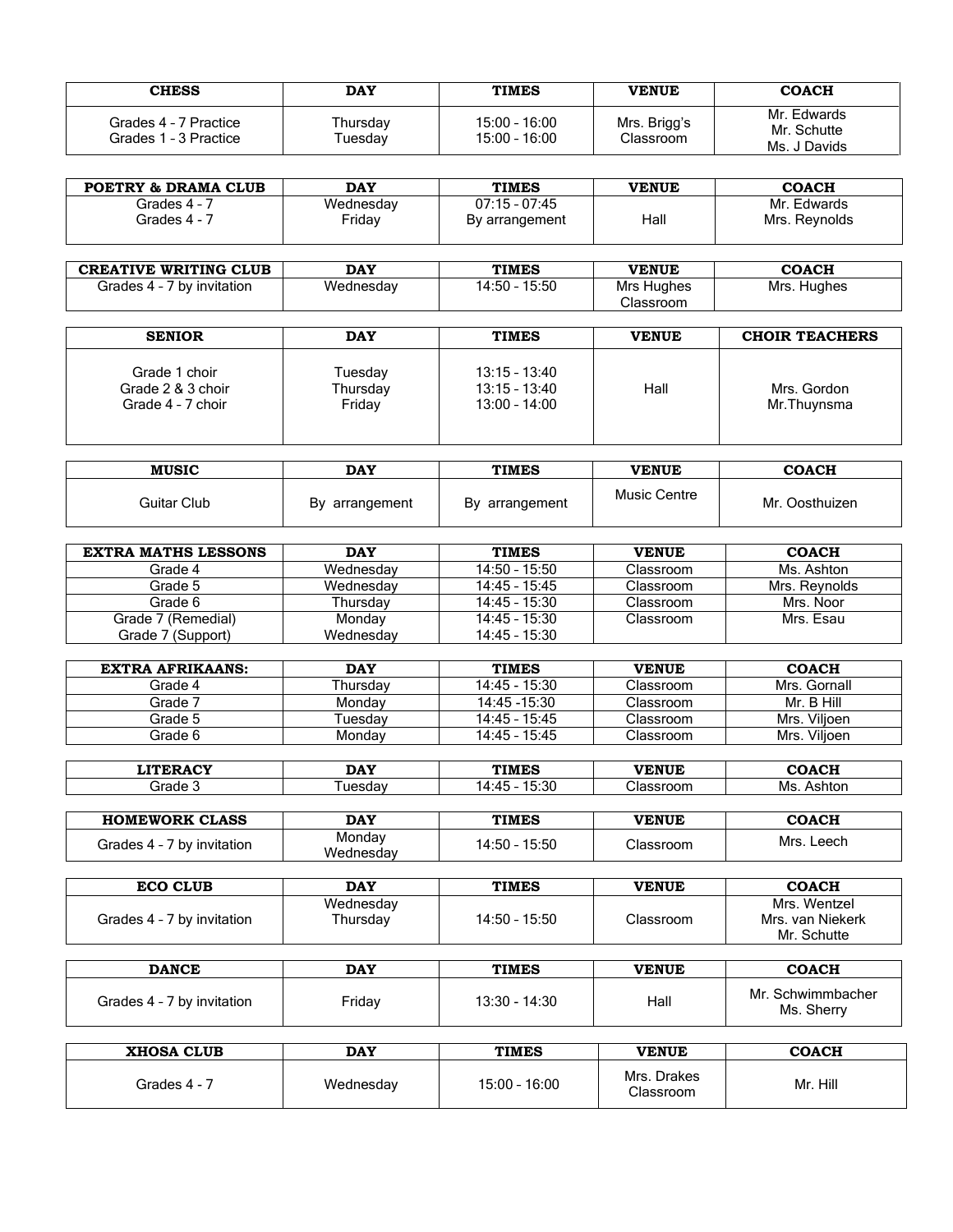| CHESS | DAY | TIMES | VENUE | COACH |
| --- | --- | --- | --- | --- |
| Grades 4 – 7 Practice<br>Grades 1 – 3 Practice | Thursday<br>Tuesday | 15:00 - 16:00<br>15:00 - 16:00 | Mrs. Brigg's Classroom | Mr. Edwards<br>Mr. Schutte<br>Ms. J Davids |

| POETRY & DRAMA CLUB | DAY | TIMES | VENUE | COACH |
| --- | --- | --- | --- | --- |
| Grades 4 - 7<br>Grades 4 - 7 | Wednesday<br>Friday | 07:15 - 07:45<br>By arrangement | Hall | Mr. Edwards<br>Mrs. Reynolds |

| CREATIVE WRITING CLUB | DAY | TIMES | VENUE | COACH |
| --- | --- | --- | --- | --- |
| Grades 4 - 7 by invitation | Wednesday | 14:50 - 15:50 | Mrs Hughes Classroom | Mrs. Hughes |

| SENIOR | DAY | TIMES | VENUE | CHOIR TEACHERS |
| --- | --- | --- | --- | --- |
| Grade 1 choir<br>Grade 2 & 3 choir<br>Grade 4 – 7 choir | Tuesday<br>Thursday<br>Friday | 13:15 - 13:40<br>13:15 - 13:40<br>13:00 - 14:00 | Hall | Mrs. Gordon<br>Mr.Thuynsma |

| MUSIC | DAY | TIMES | VENUE | COACH |
| --- | --- | --- | --- | --- |
| Guitar Club | By arrangement | By arrangement | Music Centre | Mr. Oosthuizen |

| EXTRA MATHS LESSONS | DAY | TIMES | VENUE | COACH |
| --- | --- | --- | --- | --- |
| Grade 4 | Wednesday | 14:50 - 15:50 | Classroom | Ms. Ashton |
| Grade 5 | Wednesday | 14:45 - 15:45 | Classroom | Mrs. Reynolds |
| Grade 6 | Thursday | 14:45 - 15:30 | Classroom | Mrs. Noor |
| Grade 7 (Remedial) | Monday | 14:45 - 15:30 | Classroom | Mrs. Esau |
| Grade 7 (Support) | Wednesday | 14:45 - 15:30 | | |

| EXTRA AFRIKAANS: | DAY | TIMES | VENUE | COACH |
| --- | --- | --- | --- | --- |
| Grade 4 | Thursday | 14:45 - 15:30 | Classroom | Mrs. Gornall |
| Grade 7 | Monday | 14:45 -15:30 | Classroom | Mr. B Hill |
| Grade 5 | Tuesday | 14:45 - 15:45 | Classroom | Mrs. Viljoen |
| Grade 6 | Monday | 14:45 - 15:45 | Classroom | Mrs. Viljoen |

| LITERACY | DAY | TIMES | VENUE | COACH |
| --- | --- | --- | --- | --- |
| Grade 3 | Tuesday | 14:45 - 15:30 | Classroom | Ms. Ashton |

| HOMEWORK CLASS | DAY | TIMES | VENUE | COACH |
| --- | --- | --- | --- | --- |
| Grades 4 - 7 by invitation | Monday<br>Wednesday | 14:50 - 15:50 | Classroom | Mrs. Leech |

| ECO CLUB | DAY | TIMES | VENUE | COACH |
| --- | --- | --- | --- | --- |
| Grades 4 - 7 by invitation | Wednesday<br>Thursday | 14:50 - 15:50 | Classroom | Mrs. Wentzel<br>Mrs. van Niekerk<br>Mr. Schutte |

| DANCE | DAY | TIMES | VENUE | COACH |
| --- | --- | --- | --- | --- |
| Grades 4 - 7 by invitation | Friday | 13:30 - 14:30 | Hall | Mr. Schwimmbacher<br>Ms. Sherry |

| XHOSA CLUB | DAY | TIMES | VENUE | COACH |
| --- | --- | --- | --- | --- |
| Grades 4 - 7 | Wednesday | 15:00 - 16:00 | Mrs. Drakes Classroom | Mr. Hill |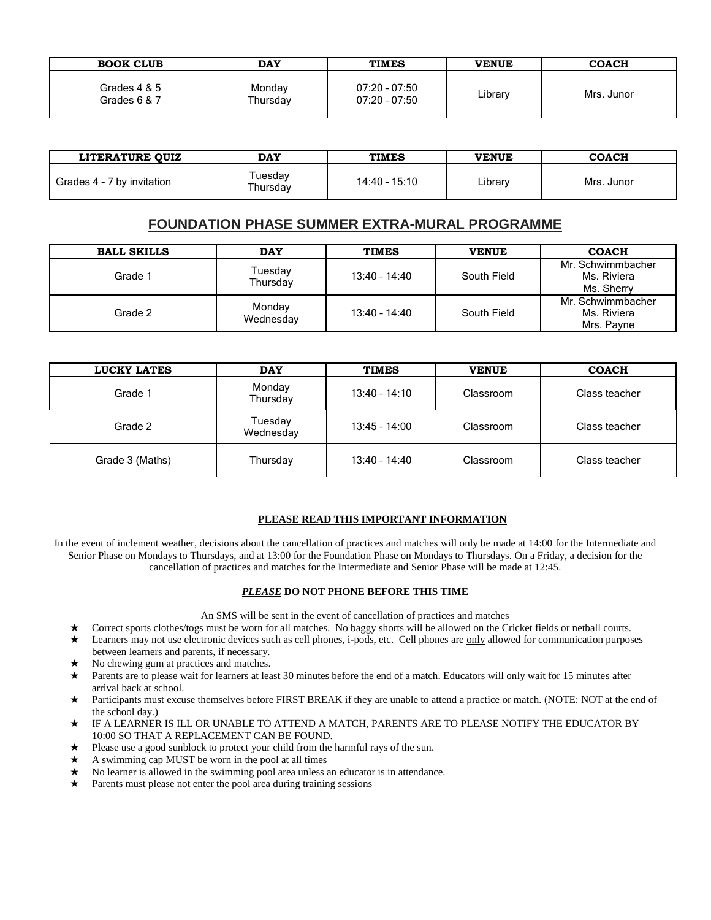| BOOK CLUB | DAY | TIMES | VENUE | COACH |
|---|---|---|---|---|
| Grades 4 & 5<br>Grades 6 & 7 | Monday<br>Thursday | 07:20 - 07:50<br>07:20 - 07:50 | Library | Mrs. Junor |

| LITERATURE QUIZ | DAY | TIMES | VENUE | COACH |
|---|---|---|---|---|
| Grades 4 - 7 by invitation | Tuesday<br>Thursday | 14:40 - 15:10 | Library | Mrs. Junor |

## FOUNDATION PHASE SUMMER EXTRA-MURAL PROGRAMME

| BALL SKILLS | DAY | TIMES | VENUE | COACH |
|---|---|---|---|---|
| Grade 1 | Tuesday<br>Thursday | 13:40 - 14:40 | South Field | Mr. Schwimmbacher<br>Ms. Riviera<br>Ms. Sherry |
| Grade 2 | Monday<br>Wednesday | 13:40 - 14:40 | South Field | Mr. Schwimmbacher<br>Ms. Riviera<br>Mrs. Payne |

| LUCKY LATES | DAY | TIMES | VENUE | COACH |
|---|---|---|---|---|
| Grade 1 | Monday<br>Thursday | 13:40 - 14:10 | Classroom | Class teacher |
| Grade 2 | Tuesday<br>Wednesday | 13:45 - 14:00 | Classroom | Class teacher |
| Grade 3 (Maths) | Thursday | 13:40 - 14:40 | Classroom | Class teacher |

**PLEASE READ THIS IMPORTANT INFORMATION**

In the event of inclement weather, decisions about the cancellation of practices and matches will only be made at 14:00 for the Intermediate and Senior Phase on Mondays to Thursdays, and at 13:00 for the Foundation Phase on Mondays to Thursdays. On a Friday, a decision for the cancellation of practices and matches for the Intermediate and Senior Phase will be made at 12:45.

***PLEASE* DO NOT PHONE BEFORE THIS TIME**

An SMS will be sent in the event of cancellation of practices and matches

- Correct sports clothes/togs must be worn for all matches. No baggy shorts will be allowed on the Cricket fields or netball courts.
- Learners may not use electronic devices such as cell phones, i-pods, etc. Cell phones are only allowed for communication purposes between learners and parents, if necessary.
- No chewing gum at practices and matches.
- Parents are to please wait for learners at least 30 minutes before the end of a match. Educators will only wait for 15 minutes after arrival back at school.
- Participants must excuse themselves before FIRST BREAK if they are unable to attend a practice or match. (NOTE: NOT at the end of the school day.)
- IF A LEARNER IS ILL OR UNABLE TO ATTEND A MATCH, PARENTS ARE TO PLEASE NOTIFY THE EDUCATOR BY 10:00 SO THAT A REPLACEMENT CAN BE FOUND.
- Please use a good sunblock to protect your child from the harmful rays of the sun.
- A swimming cap MUST be worn in the pool at all times
- No learner is allowed in the swimming pool area unless an educator is in attendance.
- Parents must please not enter the pool area during training sessions